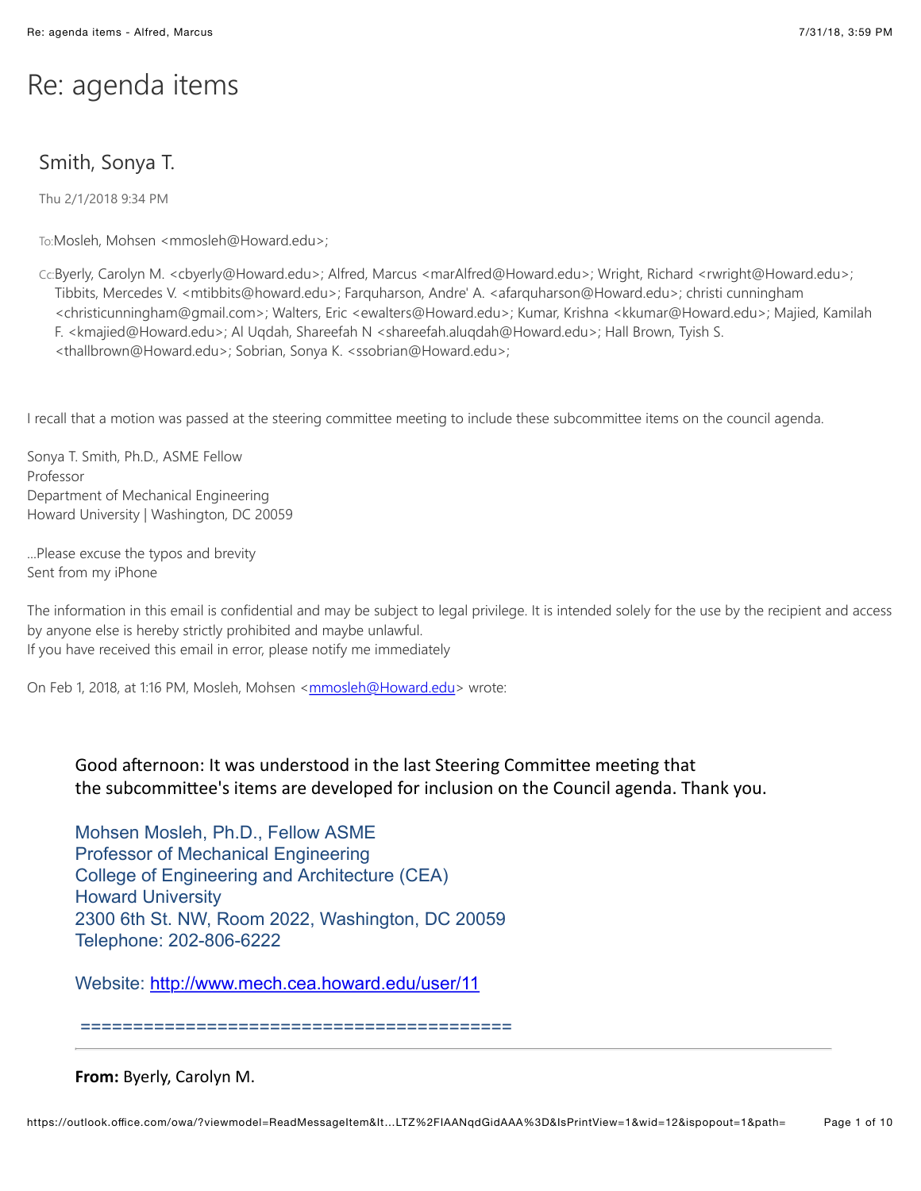# Re: agenda items

## Smith, Sonya T.

Thu 2/1/2018 9:34 PM

To: Mosleh, Mohsen <mmosleh@Howard.edu>;

Cc: Byerly, Carolyn M. <cbyerly@Howard.edu>; Alfred, Marcus <marAlfred@Howard.edu>; Wright, Richard <rwright@Howard.edu>; Tibbits, Mercedes V. <mtibbits@howard.edu>; Farquharson, Andre' A. <afarquharson@Howard.edu>; christi cunningham <christicunningham@gmail.com>; Walters, Eric <ewalters@Howard.edu>; Kumar, Krishna <kkumar@Howard.edu>; Majied, Kamilah F. <kmajied@Howard.edu>; Al Uqdah, Shareefah N <shareefah.aluqdah@Howard.edu>; Hall Brown, Tyish S. <thallbrown@Howard.edu>; Sobrian, Sonya K. <ssobrian@Howard.edu>;

I recall that a motion was passed at the steering committee meeting to include these subcommittee items on the council agenda.

Sonya T. Smith, Ph.D., ASME Fellow
Professor
Department of Mechanical Engineering
Howard University | Washington, DC 20059

...Please excuse the typos and brevity
Sent from my iPhone

The information in this email is confidential and may be subject to legal privilege. It is intended solely for the use by the recipient and access by anyone else is hereby strictly prohibited and maybe unlawful.
If you have received this email in error, please notify me immediately

On Feb 1, 2018, at 1:16 PM, Mosleh, Mohsen <mmosleh@Howard.edu> wrote:

> Good afternoon: It was understood in the last Steering Committee meeting that the subcommittee's items are developed for inclusion on the Council agenda. Thank you.
>
> Mohsen Mosleh, Ph.D., Fellow ASME
> Professor of Mechanical Engineering
> College of Engineering and Architecture (CEA)
> Howard University
> 2300 6th St. NW, Room 2022, Washington, DC 20059
> Telephone: 202-806-6222
>
> Website: http://www.mech.cea.howard.edu/user/11
>
> ========================================
>
> **From:** Byerly, Carolyn M.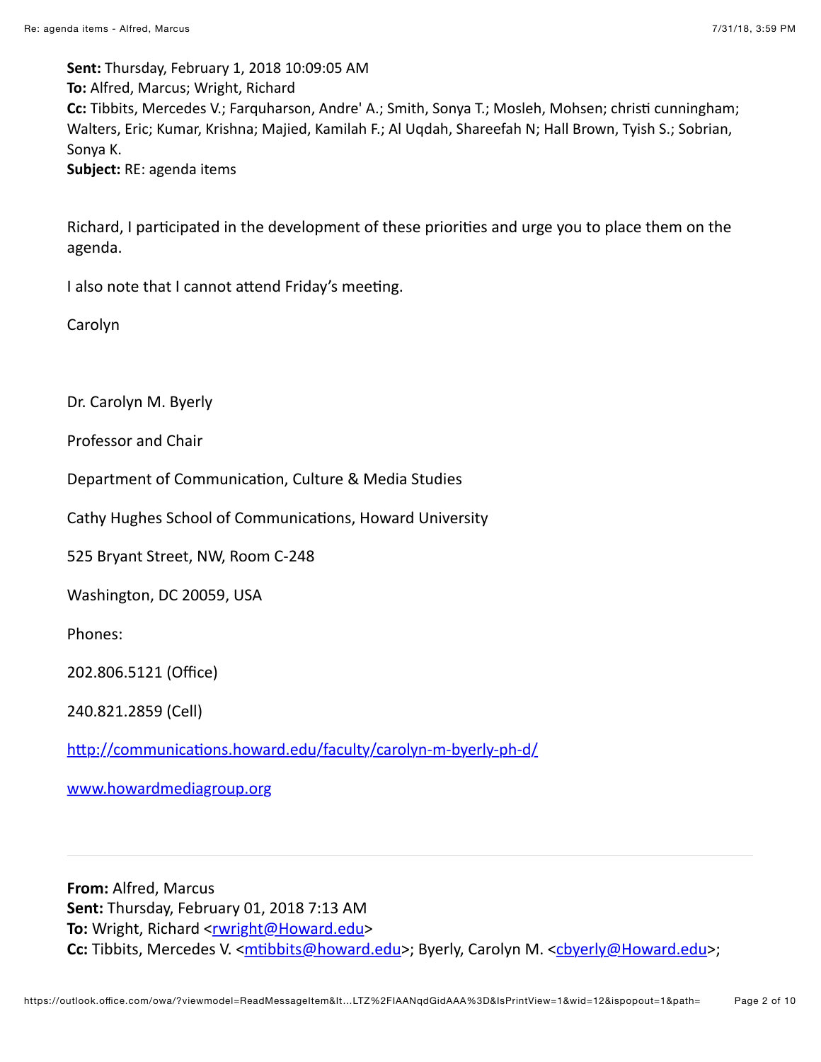**Sent:** Thursday, February 1, 2018 10:09:05 AM
**To:** Alfred, Marcus; Wright, Richard
**Cc:** Tibbits, Mercedes V.; Farquharson, Andre' A.; Smith, Sonya T.; Mosleh, Mohsen; christi cunningham; Walters, Eric; Kumar, Krishna; Majied, Kamilah F.; Al Uqdah, Shareefah N; Hall Brown, Tyish S.; Sobrian, Sonya K.
**Subject:** RE: agenda items

Richard, I participated in the development of these priorities and urge you to place them on the agenda.

I also note that I cannot attend Friday's meeting.

Carolyn

Dr. Carolyn M. Byerly

Professor and Chair

Department of Communication, Culture & Media Studies

Cathy Hughes School of Communications, Howard University

525 Bryant Street, NW, Room C-248

Washington, DC 20059, USA

Phones:

202.806.5121 (Office)

240.821.2859 (Cell)

http://communications.howard.edu/faculty/carolyn-m-byerly-ph-d/

www.howardmediagroup.org

---

**From:** Alfred, Marcus
**Sent:** Thursday, February 01, 2018 7:13 AM
**To:** Wright, Richard <rwright@Howard.edu>
**Cc:** Tibbits, Mercedes V. <mtibbits@howard.edu>; Byerly, Carolyn M. <cbyerly@Howard.edu>;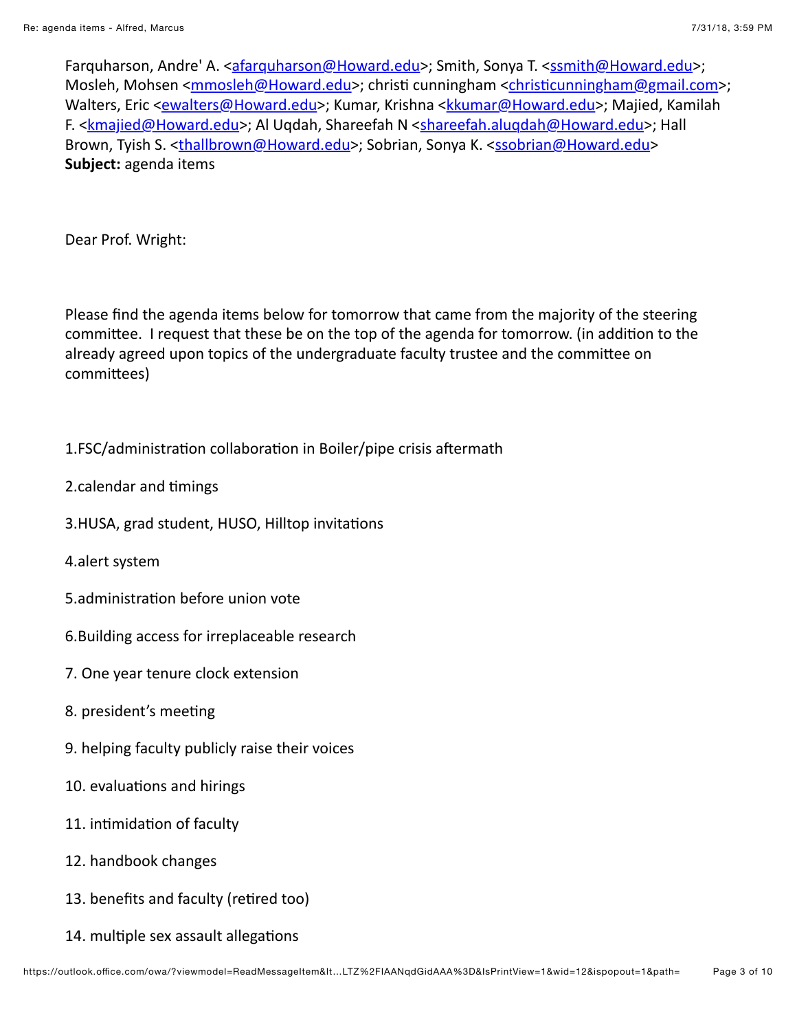Farquharson, Andre' A. <afarquharson@Howard.edu>; Smith, Sonya T. <ssmith@Howard.edu>; Mosleh, Mohsen <mmosleh@Howard.edu>; christi cunningham <christicunningham@gmail.com>; Walters, Eric <ewalters@Howard.edu>; Kumar, Krishna <kkumar@Howard.edu>; Majied, Kamilah F. <kmajied@Howard.edu>; Al Uqdah, Shareefah N <shareefah.aluqdah@Howard.edu>; Hall Brown, Tyish S. <thallbrown@Howard.edu>; Sobrian, Sonya K. <ssobrian@Howard.edu>
**Subject:** agenda items

Dear Prof. Wright:

Please find the agenda items below for tomorrow that came from the majority of the steering committee.  I request that these be on the top of the agenda for tomorrow. (in addition to the already agreed upon topics of the undergraduate faculty trustee and the committee on committees)

1.FSC/administration collaboration in Boiler/pipe crisis aftermath

2.calendar and timings

3.HUSA, grad student, HUSO, Hilltop invitations

4.alert system

5.administration before union vote

6.Building access for irreplaceable research

7. One year tenure clock extension

8. president's meeting

9. helping faculty publicly raise their voices

10. evaluations and hirings

11. intimidation of faculty

12. handbook changes

13. benefits and faculty (retired too)

14. multiple sex assault allegations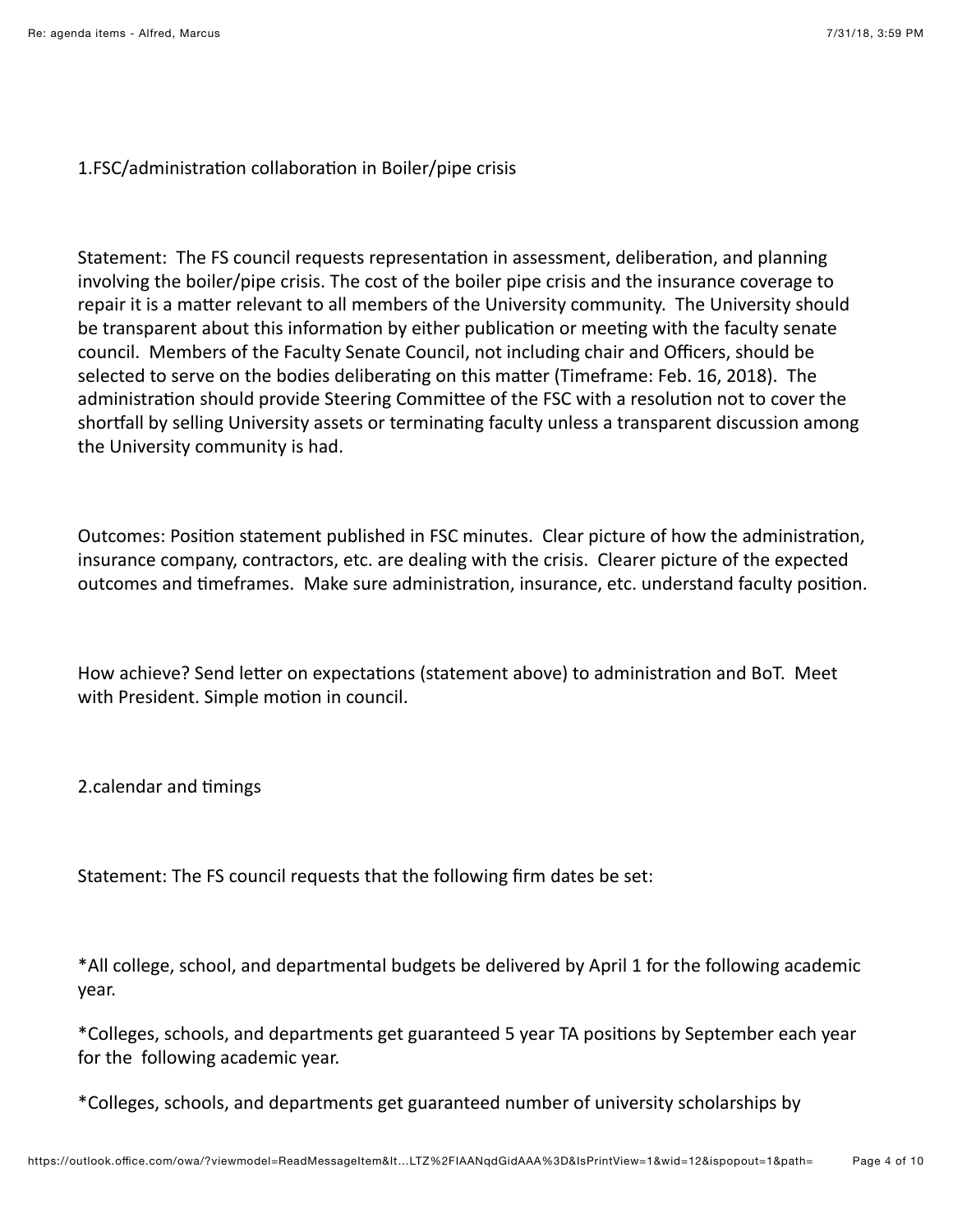1.FSC/administration collaboration in Boiler/pipe crisis

Statement: The FS council requests representation in assessment, deliberation, and planning involving the boiler/pipe crisis. The cost of the boiler pipe crisis and the insurance coverage to repair it is a matter relevant to all members of the University community. The University should be transparent about this information by either publication or meeting with the faculty senate council. Members of the Faculty Senate Council, not including chair and Officers, should be selected to serve on the bodies deliberating on this matter (Timeframe: Feb. 16, 2018). The administration should provide Steering Committee of the FSC with a resolution not to cover the shortfall by selling University assets or terminating faculty unless a transparent discussion among the University community is had.

Outcomes: Position statement published in FSC minutes. Clear picture of how the administration, insurance company, contractors, etc. are dealing with the crisis. Clearer picture of the expected outcomes and timeframes. Make sure administration, insurance, etc. understand faculty position.

How achieve? Send letter on expectations (statement above) to administration and BoT. Meet with President. Simple motion in council.

2.calendar and timings

Statement: The FS council requests that the following firm dates be set:

*All college, school, and departmental budgets be delivered by April 1 for the following academic year.

*Colleges, schools, and departments get guaranteed 5 year TA positions by September each year for the following academic year.

*Colleges, schools, and departments get guaranteed number of university scholarships by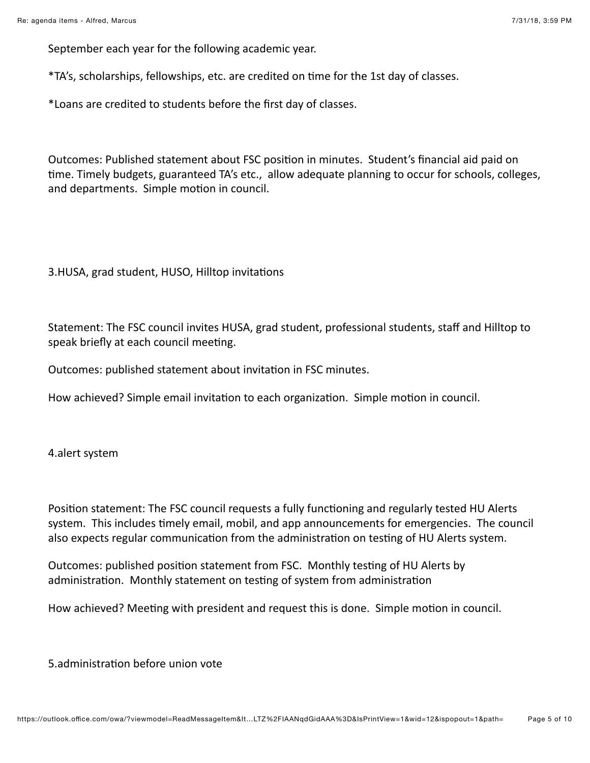September each year for the following academic year.

*TA's, scholarships, fellowships, etc. are credited on time for the 1st day of classes.

*Loans are credited to students before the first day of classes.

Outcomes: Published statement about FSC position in minutes. Student's financial aid paid on time. Timely budgets, guaranteed TA's etc., allow adequate planning to occur for schools, colleges, and departments. Simple motion in council.

3.HUSA, grad student, HUSO, Hilltop invitations

Statement: The FSC council invites HUSA, grad student, professional students, staff and Hilltop to speak briefly at each council meeting.

Outcomes: published statement about invitation in FSC minutes.

How achieved? Simple email invitation to each organization. Simple motion in council.

4.alert system

Position statement: The FSC council requests a fully functioning and regularly tested HU Alerts system. This includes timely email, mobil, and app announcements for emergencies. The council also expects regular communication from the administration on testing of HU Alerts system.

Outcomes: published position statement from FSC. Monthly testing of HU Alerts by administration. Monthly statement on testing of system from administration

How achieved? Meeting with president and request this is done. Simple motion in council.

5.administration before union vote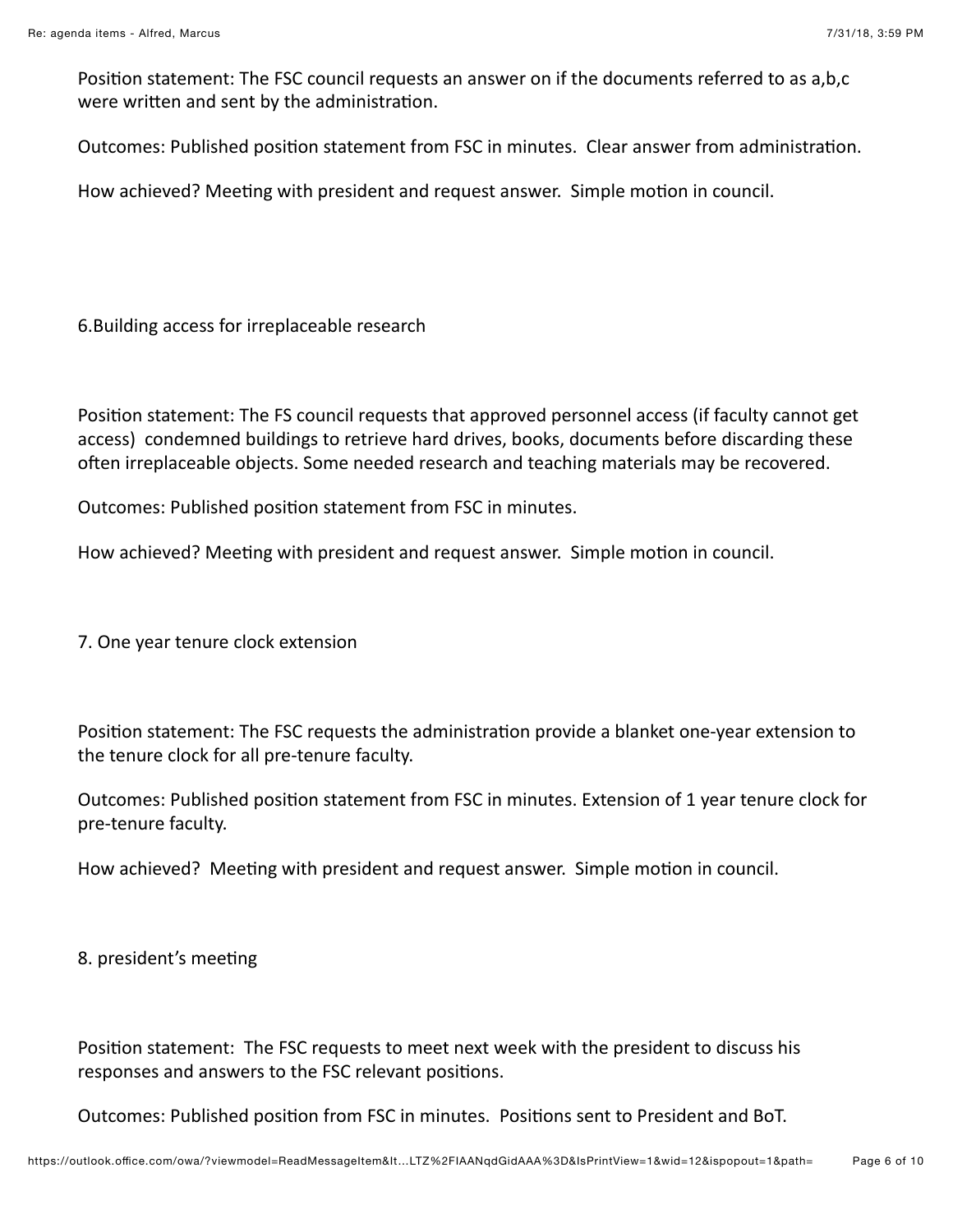Position statement: The FSC council requests an answer on if the documents referred to as a,b,c were written and sent by the administration.

Outcomes: Published position statement from FSC in minutes. Clear answer from administration.

How achieved? Meeting with president and request answer. Simple motion in council.

6.Building access for irreplaceable research

Position statement: The FS council requests that approved personnel access (if faculty cannot get access) condemned buildings to retrieve hard drives, books, documents before discarding these often irreplaceable objects. Some needed research and teaching materials may be recovered.

Outcomes: Published position statement from FSC in minutes.

How achieved? Meeting with president and request answer. Simple motion in council.

7. One year tenure clock extension

Position statement: The FSC requests the administration provide a blanket one-year extension to the tenure clock for all pre-tenure faculty.

Outcomes: Published position statement from FSC in minutes. Extension of 1 year tenure clock for pre-tenure faculty.

How achieved? Meeting with president and request answer. Simple motion in council.

8. president's meeting

Position statement: The FSC requests to meet next week with the president to discuss his responses and answers to the FSC relevant positions.

Outcomes: Published position from FSC in minutes. Positions sent to President and BoT.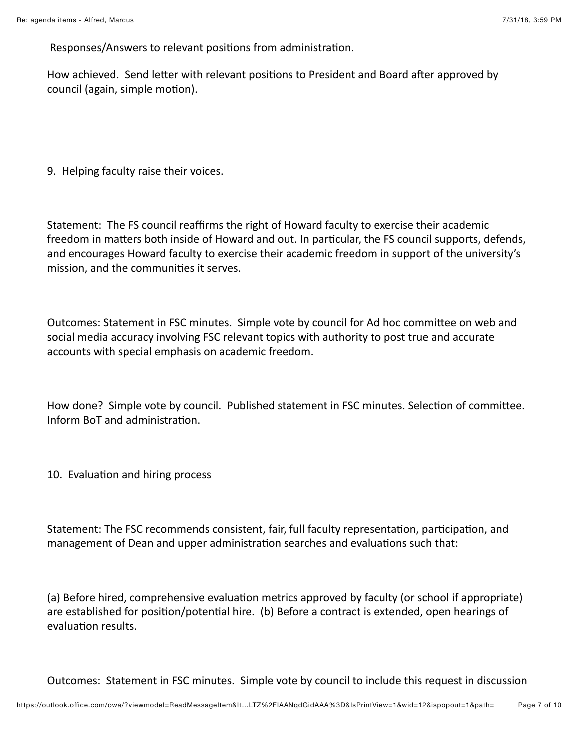Responses/Answers to relevant positions from administration.

How achieved. Send letter with relevant positions to President and Board after approved by council (again, simple motion).

9. Helping faculty raise their voices.

Statement: The FS council reaffirms the right of Howard faculty to exercise their academic freedom in matters both inside of Howard and out. In particular, the FS council supports, defends, and encourages Howard faculty to exercise their academic freedom in support of the university's mission, and the communities it serves.

Outcomes: Statement in FSC minutes. Simple vote by council for Ad hoc committee on web and social media accuracy involving FSC relevant topics with authority to post true and accurate accounts with special emphasis on academic freedom.

How done? Simple vote by council. Published statement in FSC minutes. Selection of committee. Inform BoT and administration.

10. Evaluation and hiring process

Statement: The FSC recommends consistent, fair, full faculty representation, participation, and management of Dean and upper administration searches and evaluations such that:

(a) Before hired, comprehensive evaluation metrics approved by faculty (or school if appropriate) are established for position/potential hire. (b) Before a contract is extended, open hearings of evaluation results.

Outcomes: Statement in FSC minutes. Simple vote by council to include this request in discussion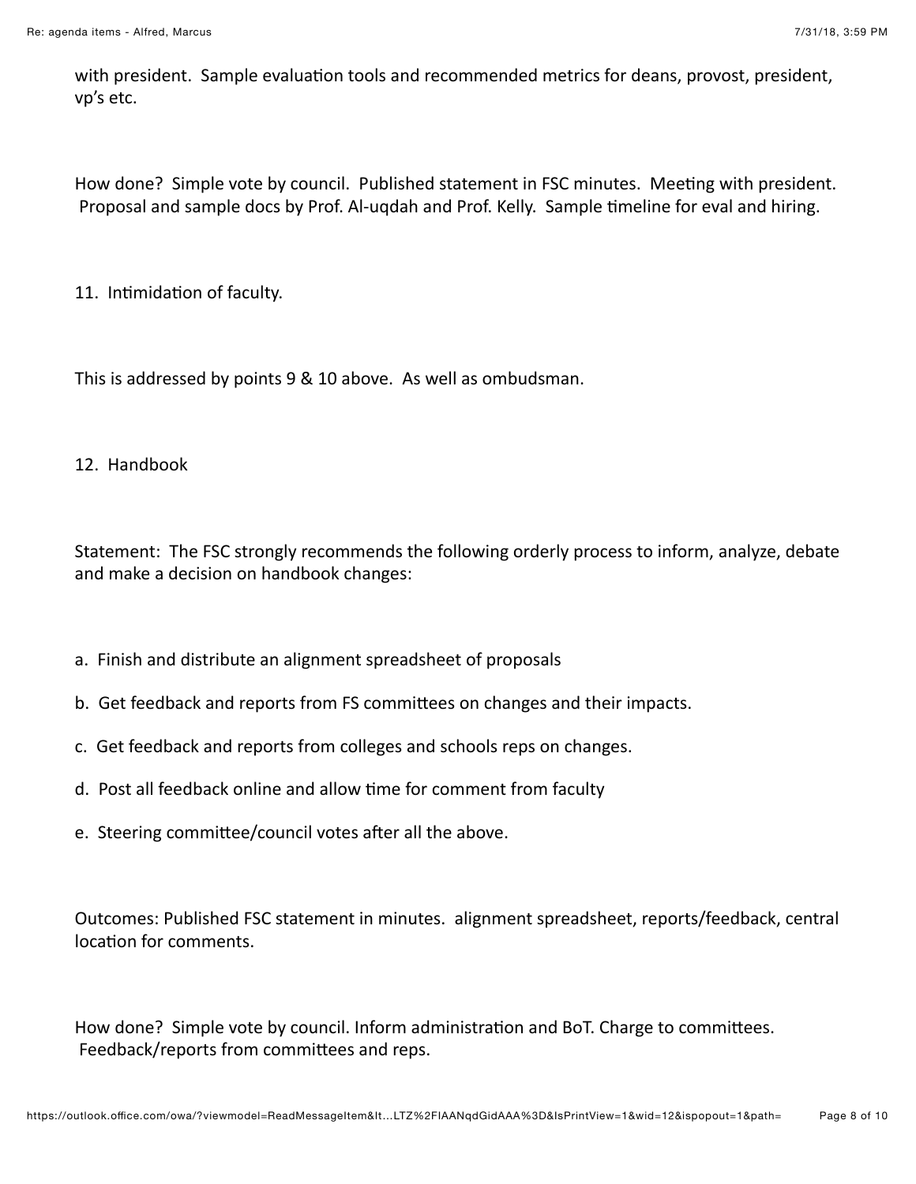with president. Sample evaluation tools and recommended metrics for deans, provost, president, vp's etc.

How done? Simple vote by council. Published statement in FSC minutes. Meeting with president. Proposal and sample docs by Prof. Al-uqdah and Prof. Kelly. Sample timeline for eval and hiring.

11. Intimidation of faculty.

This is addressed by points 9 & 10 above. As well as ombudsman.

12. Handbook

Statement: The FSC strongly recommends the following orderly process to inform, analyze, debate and make a decision on handbook changes:

a. Finish and distribute an alignment spreadsheet of proposals

b. Get feedback and reports from FS committees on changes and their impacts.

c. Get feedback and reports from colleges and schools reps on changes.

d. Post all feedback online and allow time for comment from faculty

e. Steering committee/council votes after all the above.

Outcomes: Published FSC statement in minutes. alignment spreadsheet, reports/feedback, central location for comments.

How done? Simple vote by council. Inform administration and BoT. Charge to committees. Feedback/reports from committees and reps.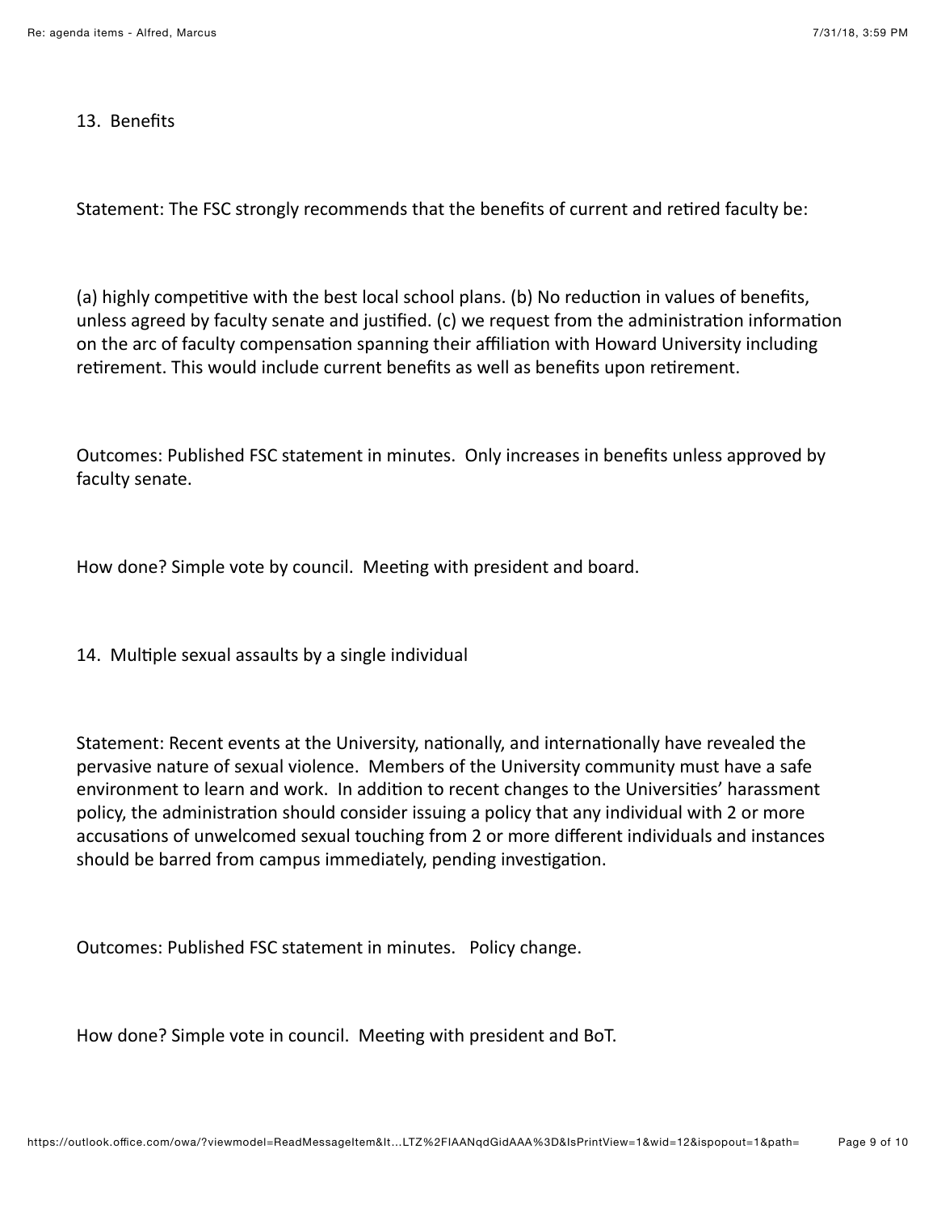13. Benefits

Statement: The FSC strongly recommends that the benefits of current and retired faculty be:

(a) highly competitive with the best local school plans. (b) No reduction in values of benefits, unless agreed by faculty senate and justified. (c) we request from the administration information on the arc of faculty compensation spanning their affiliation with Howard University including retirement. This would include current benefits as well as benefits upon retirement.

Outcomes: Published FSC statement in minutes. Only increases in benefits unless approved by faculty senate.

How done? Simple vote by council. Meeting with president and board.

14. Multiple sexual assaults by a single individual

Statement: Recent events at the University, nationally, and internationally have revealed the pervasive nature of sexual violence. Members of the University community must have a safe environment to learn and work. In addition to recent changes to the Universities' harassment policy, the administration should consider issuing a policy that any individual with 2 or more accusations of unwelcomed sexual touching from 2 or more different individuals and instances should be barred from campus immediately, pending investigation.

Outcomes: Published FSC statement in minutes. Policy change.

How done? Simple vote in council. Meeting with president and BoT.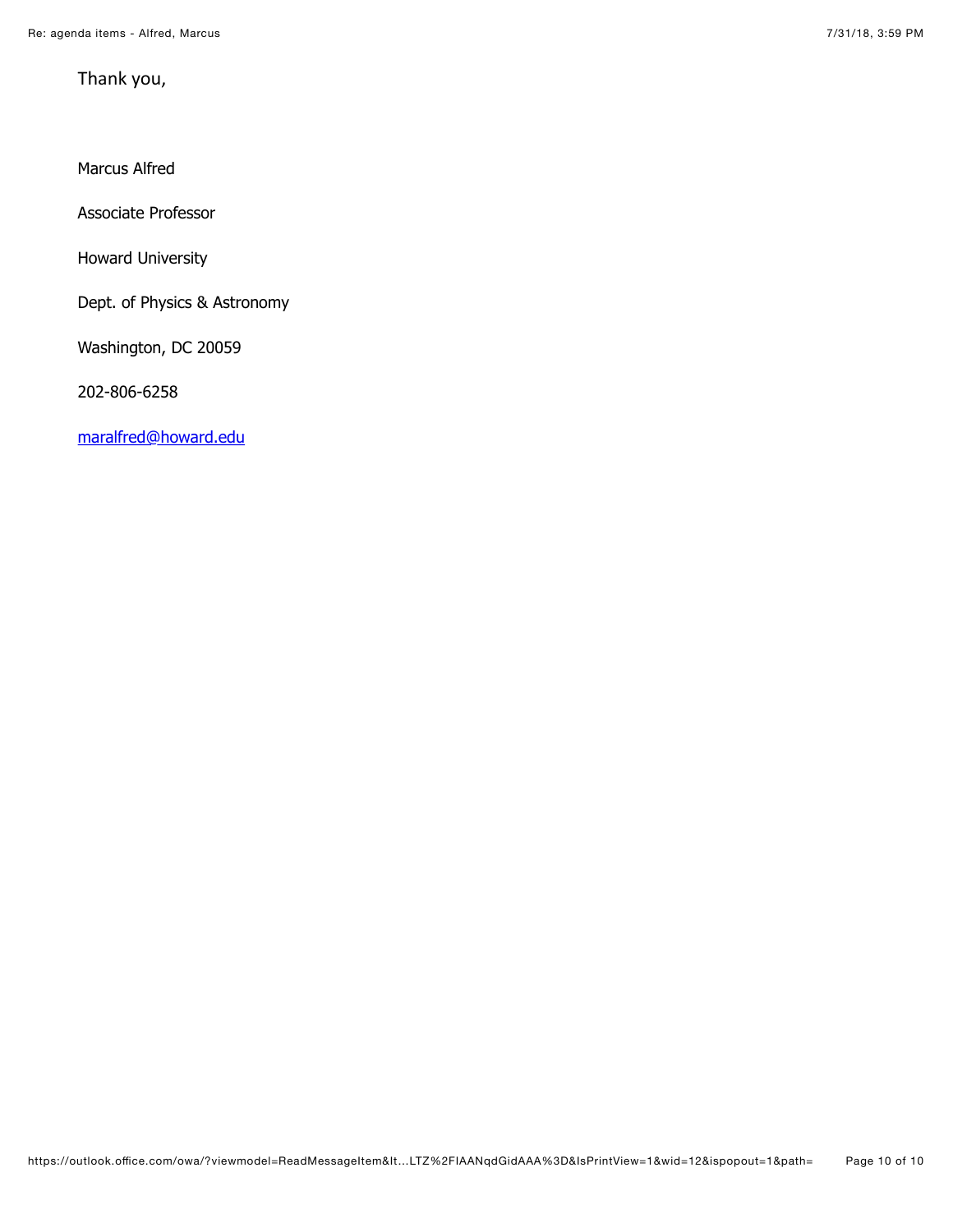Thank you,

Marcus Alfred

Associate Professor

Howard University

Dept. of Physics & Astronomy

Washington, DC 20059

202-806-6258

maralfred@howard.edu